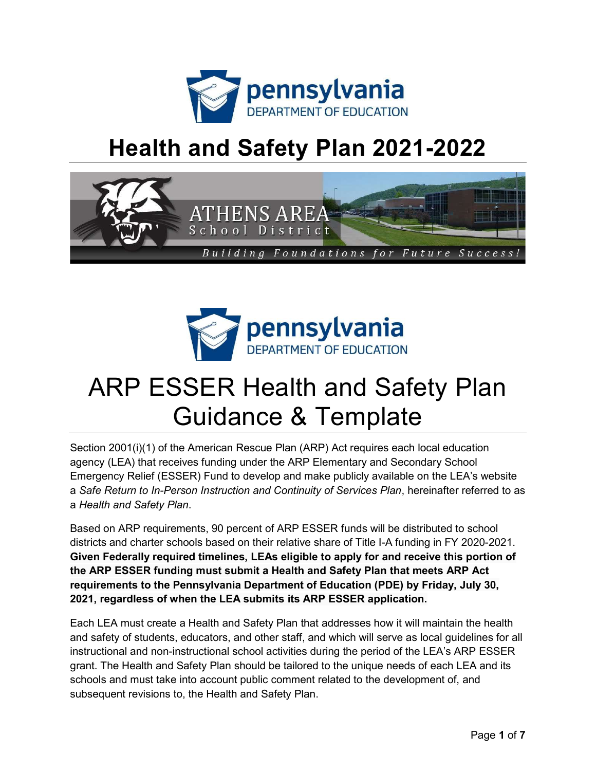pennsylvania
DEPARTMENT OF EDUCATION

# Health and Safety Plan 2021-2022

ATHENS AREA
School District
Building Foundations for Future Success!

pennsylvania
DEPARTMENT OF EDUCATION

# ARP ESSER Health and Safety Plan Guidance & Template

Section 2001(i)(1) of the American Rescue Plan (ARP) Act requires each local education agency (LEA) that receives funding under the ARP Elementary and Secondary School Emergency Relief (ESSER) Fund to develop and make publicly available on the LEA's website a *Safe Return to In-Person Instruction and Continuity of Services Plan*, hereinafter referred to as a *Health and Safety Plan*.

Based on ARP requirements, 90 percent of ARP ESSER funds will be distributed to school districts and charter schools based on their relative share of Title I-A funding in FY 2020-2021. **Given Federally required timelines, LEAs eligible to apply for and receive this portion of the ARP ESSER funding must submit a Health and Safety Plan that meets ARP Act requirements to the Pennsylvania Department of Education (PDE) by Friday, July 30, 2021, regardless of when the LEA submits its ARP ESSER application.**

Each LEA must create a Health and Safety Plan that addresses how it will maintain the health and safety of students, educators, and other staff, and which will serve as local guidelines for all instructional and non-instructional school activities during the period of the LEA's ARP ESSER grant. The Health and Safety Plan should be tailored to the unique needs of each LEA and its schools and must take into account public comment related to the development of, and subsequent revisions to, the Health and Safety Plan.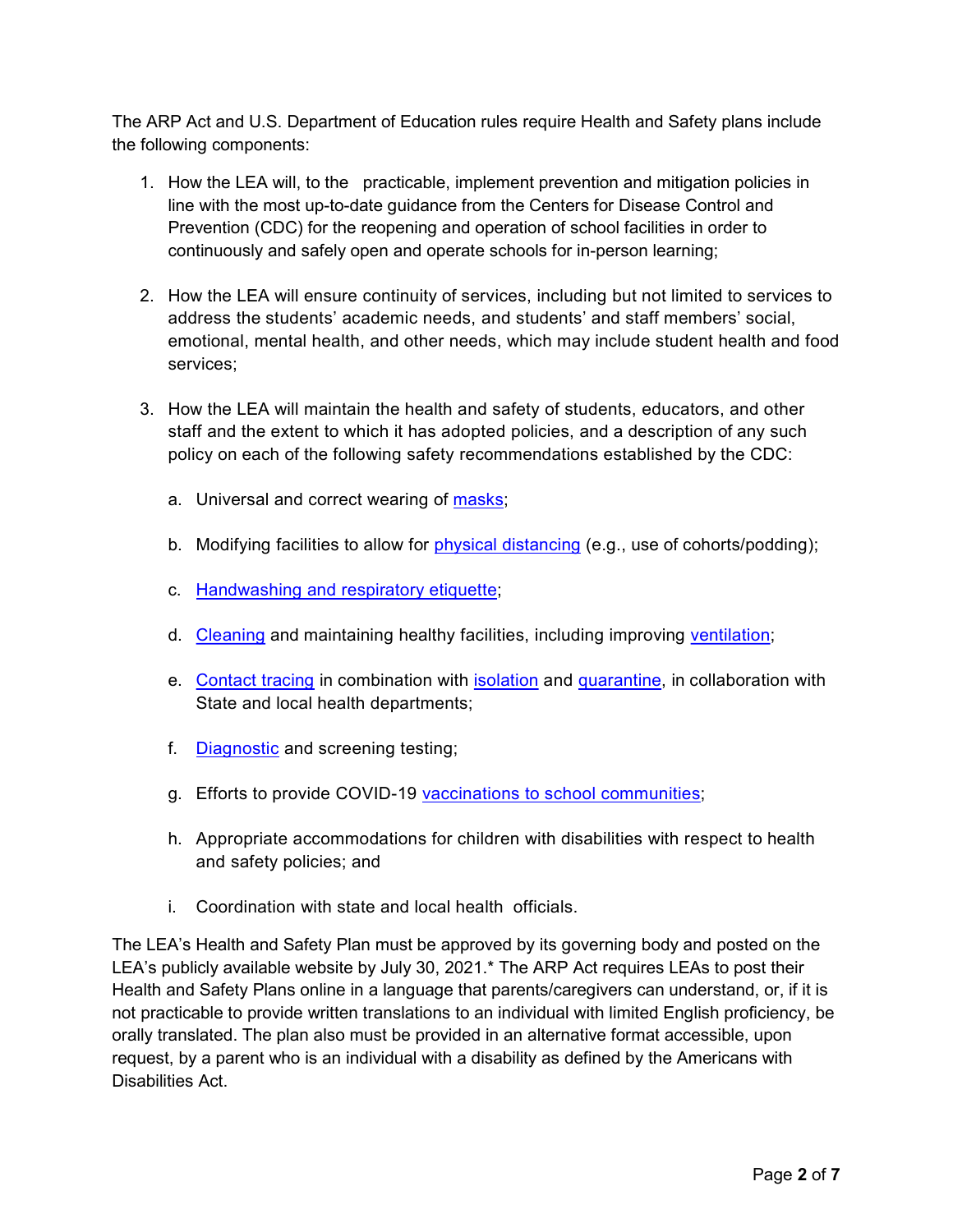The ARP Act and U.S. Department of Education rules require Health and Safety plans include the following components:

1. How the LEA will, to the practicable, implement prevention and mitigation policies in line with the most up-to-date guidance from the Centers for Disease Control and Prevention (CDC) for the reopening and operation of school facilities in order to continuously and safely open and operate schools for in-person learning;

2. How the LEA will ensure continuity of services, including but not limited to services to address the students' academic needs, and students' and staff members' social, emotional, mental health, and other needs, which may include student health and food services;

3. How the LEA will maintain the health and safety of students, educators, and other staff and the extent to which it has adopted policies, and a description of any such policy on each of the following safety recommendations established by the CDC:

    a. Universal and correct wearing of masks;

    b. Modifying facilities to allow for physical distancing (e.g., use of cohorts/podding);

    c. Handwashing and respiratory etiquette;

    d. Cleaning and maintaining healthy facilities, including improving ventilation;

    e. Contact tracing in combination with isolation and quarantine, in collaboration with State and local health departments;

    f. Diagnostic and screening testing;

    g. Efforts to provide COVID-19 vaccinations to school communities;

    h. Appropriate accommodations for children with disabilities with respect to health and safety policies; and

    i. Coordination with state and local health officials.

The LEA's Health and Safety Plan must be approved by its governing body and posted on the LEA's publicly available website by July 30, 2021.* The ARP Act requires LEAs to post their Health and Safety Plans online in a language that parents/caregivers can understand, or, if it is not practicable to provide written translations to an individual with limited English proficiency, be orally translated. The plan also must be provided in an alternative format accessible, upon request, by a parent who is an individual with a disability as defined by the Americans with Disabilities Act.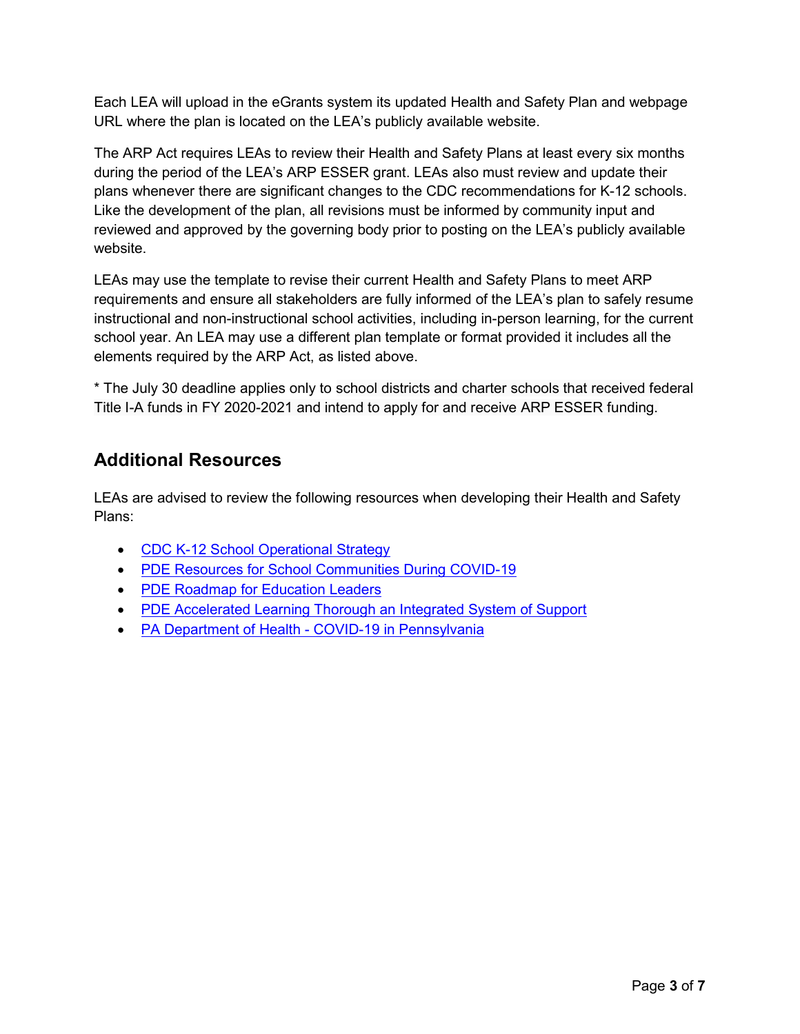Each LEA will upload in the eGrants system its updated Health and Safety Plan and webpage URL where the plan is located on the LEA's publicly available website.

The ARP Act requires LEAs to review their Health and Safety Plans at least every six months during the period of the LEA's ARP ESSER grant. LEAs also must review and update their plans whenever there are significant changes to the CDC recommendations for K-12 schools. Like the development of the plan, all revisions must be informed by community input and reviewed and approved by the governing body prior to posting on the LEA's publicly available website.

LEAs may use the template to revise their current Health and Safety Plans to meet ARP requirements and ensure all stakeholders are fully informed of the LEA's plan to safely resume instructional and non-instructional school activities, including in-person learning, for the current school year. An LEA may use a different plan template or format provided it includes all the elements required by the ARP Act, as listed above.

* The July 30 deadline applies only to school districts and charter schools that received federal Title I-A funds in FY 2020-2021 and intend to apply for and receive ARP ESSER funding.

## Additional Resources

LEAs are advised to review the following resources when developing their Health and Safety Plans:

- CDC K-12 School Operational Strategy
- PDE Resources for School Communities During COVID-19
- PDE Roadmap for Education Leaders
- PDE Accelerated Learning Thorough an Integrated System of Support
- PA Department of Health - COVID-19 in Pennsylvania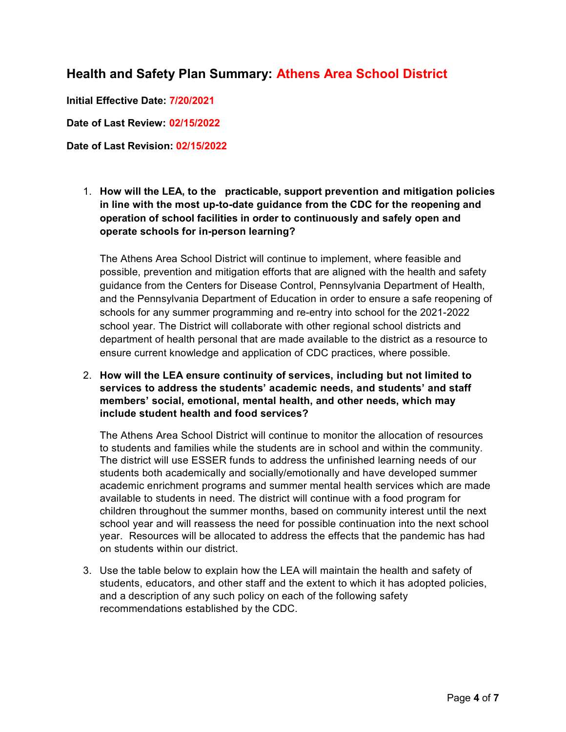## Health and Safety Plan Summary: Athens Area School District

**Initial Effective Date: 7/20/2021**

**Date of Last Review: 02/15/2022**

**Date of Last Revision: 02/15/2022**

1. **How will the LEA, to the practicable, support prevention and mitigation policies in line with the most up-to-date guidance from the CDC for the reopening and operation of school facilities in order to continuously and safely open and operate schools for in-person learning?**

   The Athens Area School District will continue to implement, where feasible and possible, prevention and mitigation efforts that are aligned with the health and safety guidance from the Centers for Disease Control, Pennsylvania Department of Health, and the Pennsylvania Department of Education in order to ensure a safe reopening of schools for any summer programming and re-entry into school for the 2021-2022 school year. The District will collaborate with other regional school districts and department of health personal that are made available to the district as a resource to ensure current knowledge and application of CDC practices, where possible.

2. **How will the LEA ensure continuity of services, including but not limited to services to address the students' academic needs, and students' and staff members' social, emotional, mental health, and other needs, which may include student health and food services?**

   The Athens Area School District will continue to monitor the allocation of resources to students and families while the students are in school and within the community. The district will use ESSER funds to address the unfinished learning needs of our students both academically and socially/emotionally and have developed summer academic enrichment programs and summer mental health services which are made available to students in need. The district will continue with a food program for children throughout the summer months, based on community interest until the next school year and will reassess the need for possible continuation into the next school year. Resources will be allocated to address the effects that the pandemic has had on students within our district.

3. Use the table below to explain how the LEA will maintain the health and safety of students, educators, and other staff and the extent to which it has adopted policies, and a description of any such policy on each of the following safety recommendations established by the CDC.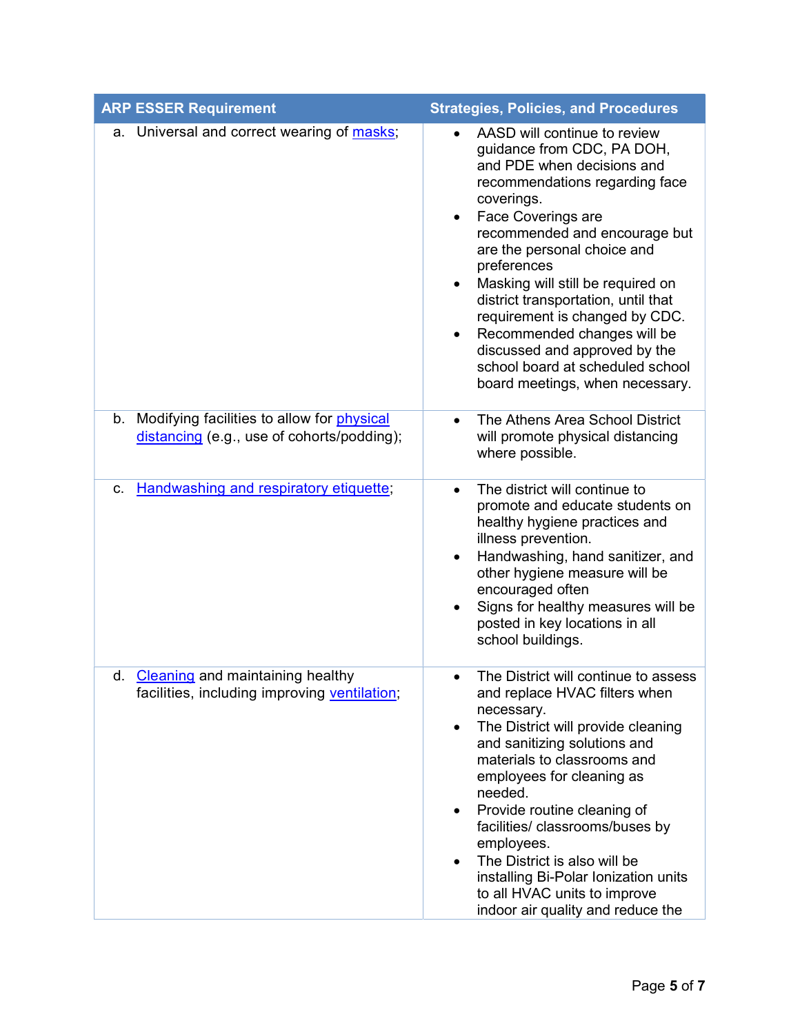| ARP ESSER Requirement | Strategies, Policies, and Procedures |
|---|---|
| a. Universal and correct wearing of [masks](); | • AASD will continue to review guidance from CDC, PA DOH, and PDE when decisions and recommendations regarding face coverings.<br>• Face Coverings are recommended and encourage but are the personal choice and preferences<br>• Masking will still be required on district transportation, until that requirement is changed by CDC.<br>• Recommended changes will be discussed and approved by the school board at scheduled school board meetings, when necessary. |
| b. Modifying facilities to allow for [physical distancing]() (e.g., use of cohorts/podding); | • The Athens Area School District will promote physical distancing where possible. |
| c. [Handwashing and respiratory etiquette](); | • The district will continue to promote and educate students on healthy hygiene practices and illness prevention.<br>• Handwashing, hand sanitizer, and other hygiene measure will be encouraged often<br>• Signs for healthy measures will be posted in key locations in all school buildings. |
| d. [Cleaning]() and maintaining healthy facilities, including improving [ventilation](); | • The District will continue to assess and replace HVAC filters when necessary.<br>• The District will provide cleaning and sanitizing solutions and materials to classrooms and employees for cleaning as needed.<br>• Provide routine cleaning of facilities/ classrooms/buses by employees.<br>• The District is also will be installing Bi-Polar Ionization units to all HVAC units to improve indoor air quality and reduce the |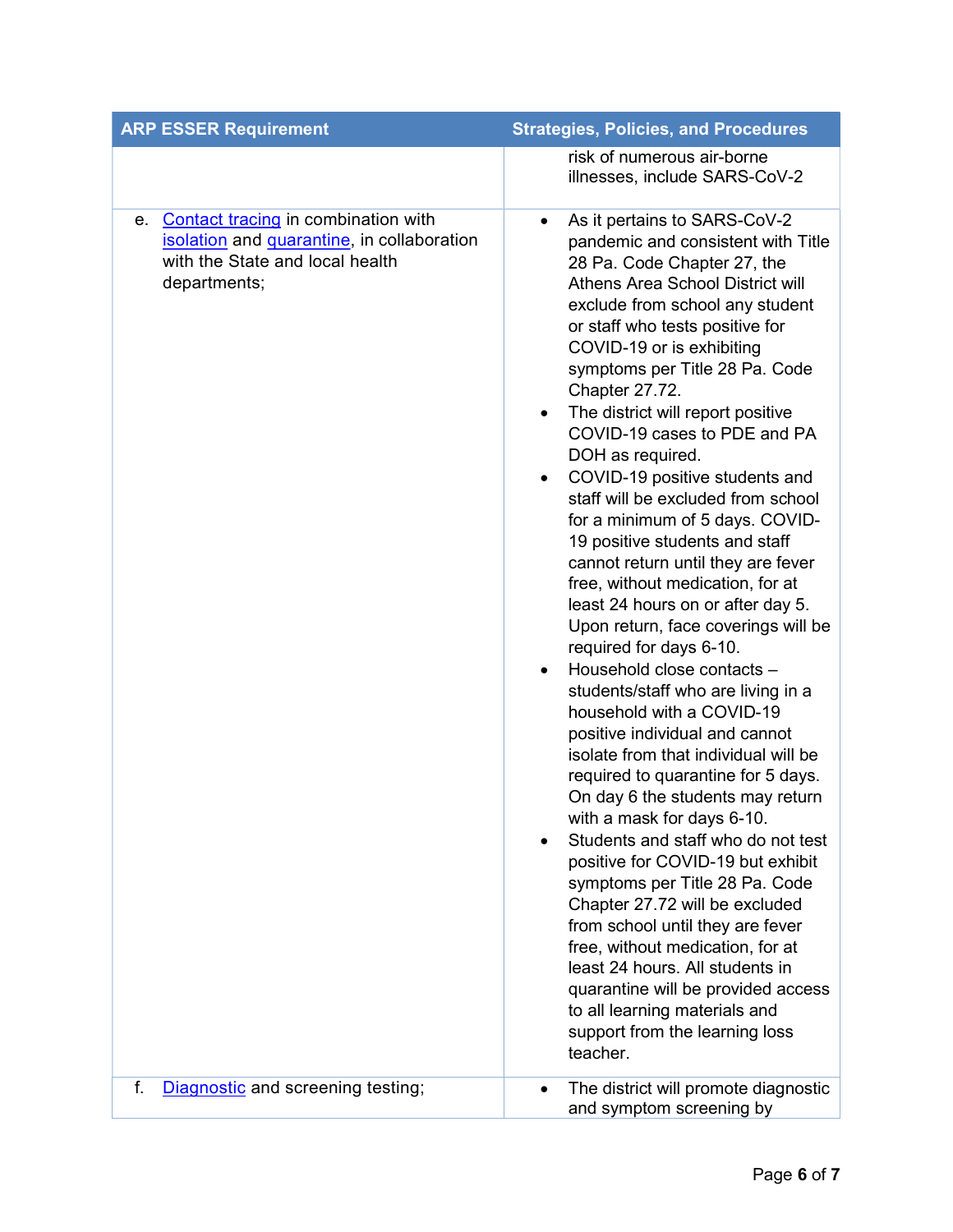| ARP ESSER Requirement | Strategies, Policies, and Procedures |
| --- | --- |
| | risk of numerous air-borne illnesses, include SARS-CoV-2 |
| e. Contact tracing in combination with isolation and quarantine, in collaboration with the State and local health departments; | • As it pertains to SARS-CoV-2 pandemic and consistent with Title 28 Pa. Code Chapter 27, the Athens Area School District will exclude from school any student or staff who tests positive for COVID-19 or is exhibiting symptoms per Title 28 Pa. Code Chapter 27.72.<br>• The district will report positive COVID-19 cases to PDE and PA DOH as required.<br>• COVID-19 positive students and staff will be excluded from school for a minimum of 5 days. COVID-19 positive students and staff cannot return until they are fever free, without medication, for at least 24 hours on or after day 5. Upon return, face coverings will be required for days 6-10.<br>• Household close contacts – students/staff who are living in a household with a COVID-19 positive individual and cannot isolate from that individual will be required to quarantine for 5 days. On day 6 the students may return with a mask for days 6-10.<br>• Students and staff who do not test positive for COVID-19 but exhibit symptoms per Title 28 Pa. Code Chapter 27.72 will be excluded from school until they are fever free, without medication, for at least 24 hours. All students in quarantine will be provided access to all learning materials and support from the learning loss teacher. |
| f. Diagnostic and screening testing; | • The district will promote diagnostic and symptom screening by |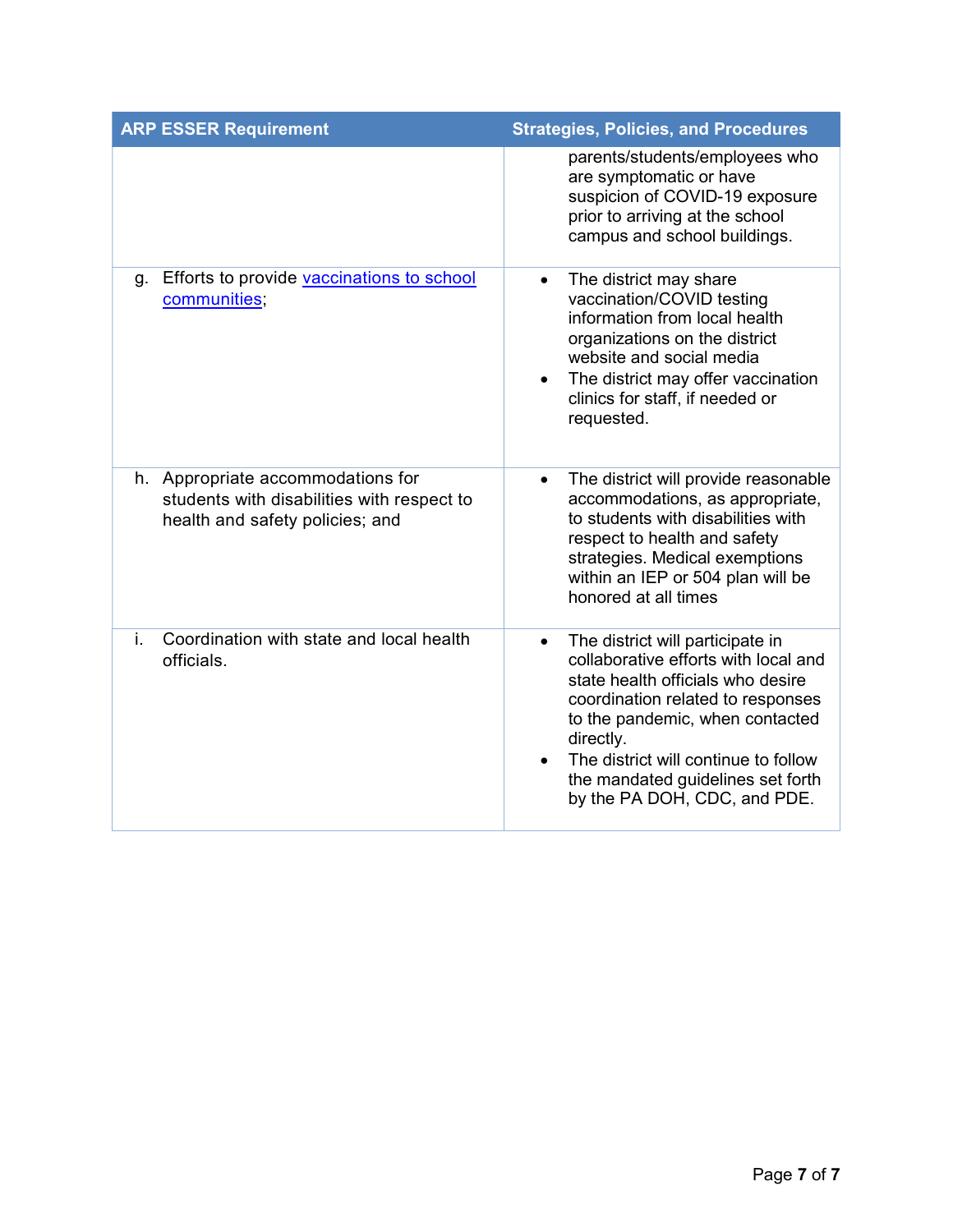| ARP ESSER Requirement | Strategies, Policies, and Procedures |
|---|---|
| | parents/students/employees who are symptomatic or have suspicion of COVID-19 exposure prior to arriving at the school campus and school buildings. |
| g. Efforts to provide [vaccinations to school communities]; | • The district may share vaccination/COVID testing information from local health organizations on the district website and social media<br>• The district may offer vaccination clinics for staff, if needed or requested. |
| h. Appropriate accommodations for students with disabilities with respect to health and safety policies; and | • The district will provide reasonable accommodations, as appropriate, to students with disabilities with respect to health and safety strategies. Medical exemptions within an IEP or 504 plan will be honored at all times |
| i. Coordination with state and local health officials. | • The district will participate in collaborative efforts with local and state health officials who desire coordination related to responses to the pandemic, when contacted directly.<br>• The district will continue to follow the mandated guidelines set forth by the PA DOH, CDC, and PDE. |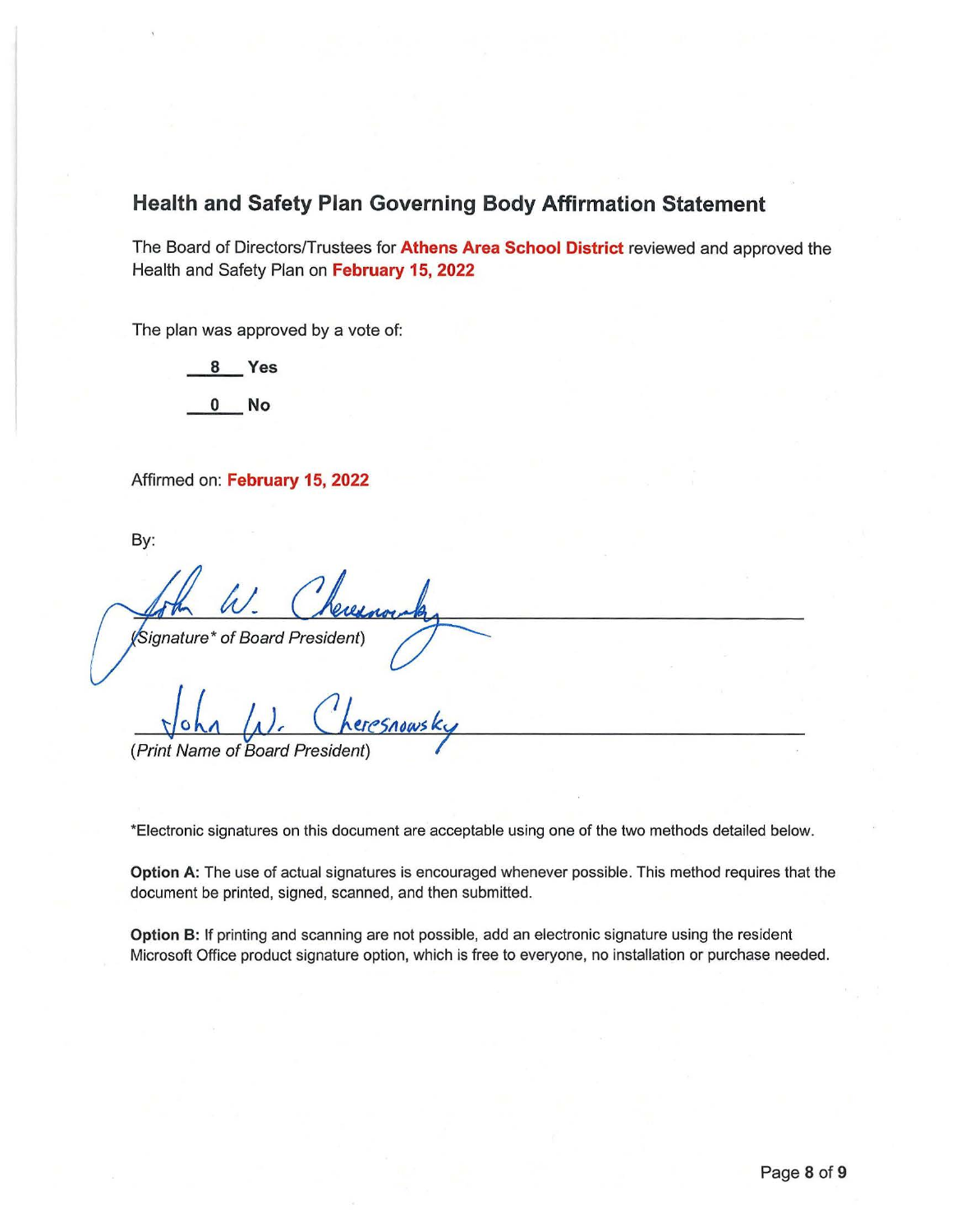## Health and Safety Plan Governing Body Affirmation Statement

The Board of Directors/Trustees for **Athens Area School District** reviewed and approved the Health and Safety Plan on **February 15, 2022**

The plan was approved by a vote of:

**8** **Yes**

**0** **No**

Affirmed on: **February 15, 2022**

By:

John W. Cheresnowsky

*(Signature* of Board President)*

John W. Cheresnowsky

*(Print Name of Board President)*

*Electronic signatures on this document are acceptable using one of the two methods detailed below.

**Option A:** The use of actual signatures is encouraged whenever possible. This method requires that the document be printed, signed, scanned, and then submitted.

**Option B:** If printing and scanning are not possible, add an electronic signature using the resident Microsoft Office product signature option, which is free to everyone, no installation or purchase needed.